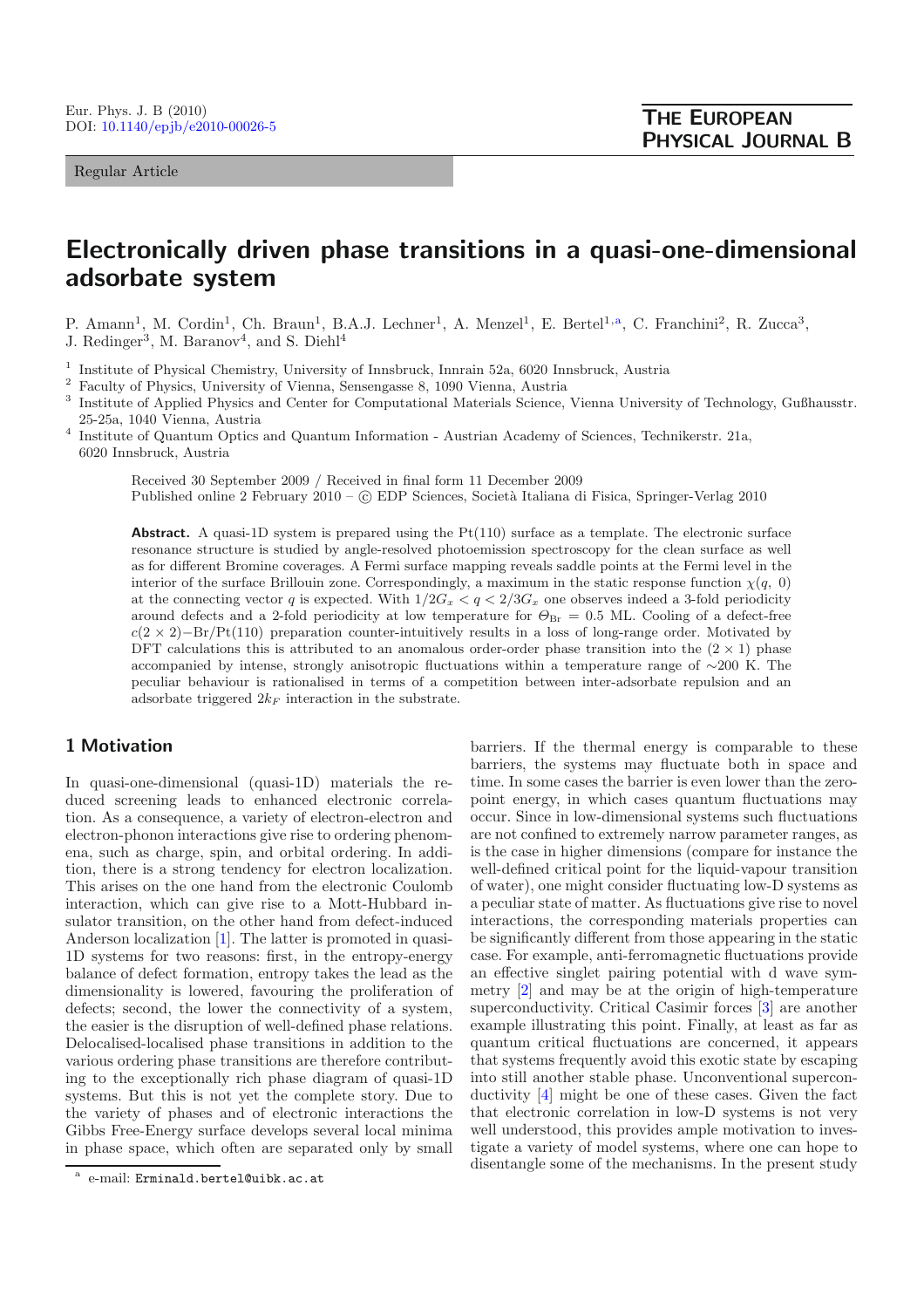Eur. Phys. J. B (2010)
DOI: 10.1140/epjb/e2010-00026-5

**THE EUROPEAN PHYSICAL JOURNAL B**

Regular Article

# Electronically driven phase transitions in a quasi-one-dimensional adsorbate system

P. Amann[1], M. Cordin[1], Ch. Braun[1], B.A.J. Lechner[1], A. Menzel[1], E. Bertel[1,a], C. Franchini[2], R. Zucca[3], J. Redinger[3], M. Baranov[4], and S. Diehl[4]

[1] Institute of Physical Chemistry, University of Innsbruck, Innrain 52a, 6020 Innsbruck, Austria
[2] Faculty of Physics, University of Vienna, Sensengasse 8, 1090 Vienna, Austria
[3] Institute of Applied Physics and Center for Computational Materials Science, Vienna University of Technology, Gußhausstr. 25-25a, 1040 Vienna, Austria
[4] Institute of Quantum Optics and Quantum Information - Austrian Academy of Sciences, Technikerstr. 21a, 6020 Innsbruck, Austria

Received 30 September 2009 / Received in final form 11 December 2009
Published online 2 February 2010 – © EDP Sciences, Società Italiana di Fisica, Springer-Verlag 2010

**Abstract.** A quasi-1D system is prepared using the Pt(110) surface as a template. The electronic surface resonance structure is studied by angle-resolved photoemission spectroscopy for the clean surface as well as for different Bromine coverages. A Fermi surface mapping reveals saddle points at the Fermi level in the interior of the surface Brillouin zone. Correspondingly, a maximum in the static response function $\chi(q, 0)$ at the connecting vector $q$ is expected. With $1/2G_x < q < 2/3G_x$ one observes indeed a 3-fold periodicity around defects and a 2-fold periodicity at low temperature for $\Theta_{\rm Br} = 0.5$ ML. Cooling of a defect-free $c(2 \times 2)$−Br/Pt(110) preparation counter-intuitively results in a loss of long-range order. Motivated by DFT calculations this is attributed to an anomalous order-order phase transition into the $(2 \times 1)$ phase accompanied by intense, strongly anisotropic fluctuations within a temperature range of ∼200 K. The peculiar behaviour is rationalised in terms of a competition between inter-adsorbate repulsion and an adsorbate triggered $2k_F$ interaction in the substrate.

## 1 Motivation

In quasi-one-dimensional (quasi-1D) materials the reduced screening leads to enhanced electronic correlation. As a consequence, a variety of electron-electron and electron-phonon interactions give rise to ordering phenomena, such as charge, spin, and orbital ordering. In addition, there is a strong tendency for electron localization. This arises on the one hand from the electronic Coulomb interaction, which can give rise to a Mott-Hubbard insulator transition, on the other hand from defect-induced Anderson localization [1]. The latter is promoted in quasi-1D systems for two reasons: first, in the entropy-energy balance of defect formation, entropy takes the lead as the dimensionality is lowered, favouring the proliferation of defects; second, the lower the connectivity of a system, the easier is the disruption of well-defined phase relations. Delocalised-localised phase transitions in addition to the various ordering phase transitions are therefore contributing to the exceptionally rich phase diagram of quasi-1D systems. But this is not yet the complete story. Due to the variety of phases and of electronic interactions the Gibbs Free-Energy surface develops several local minima in phase space, which often are separated only by small barriers. If the thermal energy is comparable to these barriers, the systems may fluctuate both in space and time. In some cases the barrier is even lower than the zero-point energy, in which cases quantum fluctuations may occur. Since in low-dimensional systems such fluctuations are not confined to extremely narrow parameter ranges, as is the case in higher dimensions (compare for instance the well-defined critical point for the liquid-vapour transition of water), one might consider fluctuating low-D systems as a peculiar state of matter. As fluctuations give rise to novel interactions, the corresponding materials properties can be significantly different from those appearing in the static case. For example, anti-ferromagnetic fluctuations provide an effective singlet pairing potential with d wave symmetry [2] and may be at the origin of high-temperature superconductivity. Critical Casimir forces [3] are another example illustrating this point. Finally, at least as far as quantum critical fluctuations are concerned, it appears that systems frequently avoid this exotic state by escaping into still another stable phase. Unconventional superconductivity [4] might be one of these cases. Given the fact that electronic correlation in low-D systems is not very well understood, this provides ample motivation to investigate a variety of model systems, where one can hope to disentangle some of the mechanisms. In the present study

[a] e-mail: Erminald.bertel@uibk.ac.at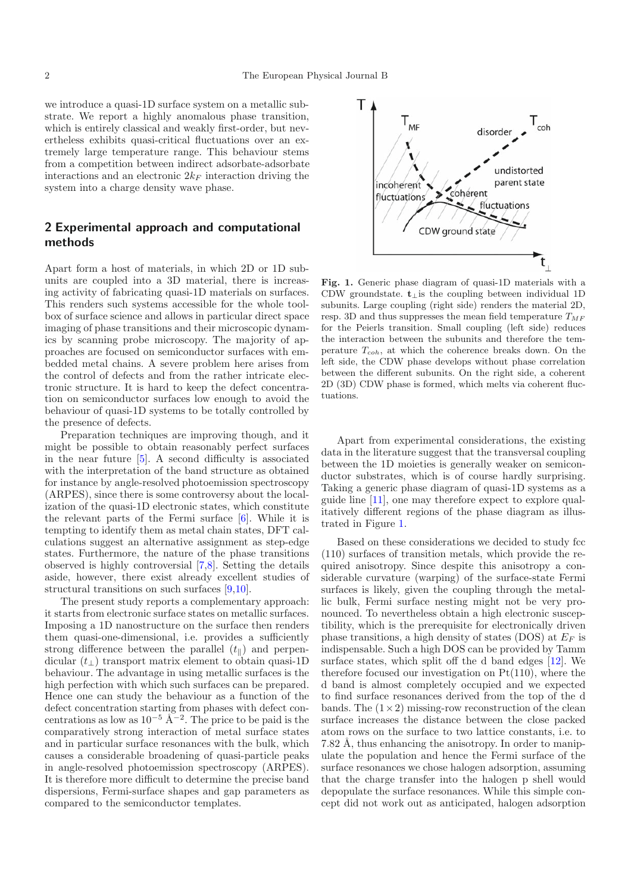we introduce a quasi-1D surface system on a metallic substrate. We report a highly anomalous phase transition, which is entirely classical and weakly first-order, but nevertheless exhibits quasi-critical fluctuations over an extremely large temperature range. This behaviour stems from a competition between indirect adsorbate-adsorbate interactions and an electronic $2k_F$ interaction driving the system into a charge density wave phase.

## 2 Experimental approach and computational methods

Apart form a host of materials, in which 2D or 1D subunits are coupled into a 3D material, there is increasing activity of fabricating quasi-1D materials on surfaces. This renders such systems accessible for the whole toolbox of surface science and allows in particular direct space imaging of phase transitions and their microscopic dynamics by scanning probe microscopy. The majority of approaches are focused on semiconductor surfaces with embedded metal chains. A severe problem here arises from the control of defects and from the rather intricate electronic structure. It is hard to keep the defect concentration on semiconductor surfaces low enough to avoid the behaviour of quasi-1D systems to be totally controlled by the presence of defects.

Preparation techniques are improving though, and it might be possible to obtain reasonably perfect surfaces in the near future [5]. A second difficulty is associated with the interpretation of the band structure as obtained for instance by angle-resolved photoemission spectroscopy (ARPES), since there is some controversy about the localization of the quasi-1D electronic states, which constitute the relevant parts of the Fermi surface [6]. While it is tempting to identify them as metal chain states, DFT calculations suggest an alternative assignment as step-edge states. Furthermore, the nature of the phase transitions observed is highly controversial [7,8]. Setting the details aside, however, there exist already excellent studies of structural transitions on such surfaces [9,10].

The present study reports a complementary approach: it starts from electronic surface states on metallic surfaces. Imposing a 1D nanostructure on the surface then renders them quasi-one-dimensional, i.e. provides a sufficiently strong difference between the parallel ($t_{\|}$) and perpendicular ($t_{\perp}$) transport matrix element to obtain quasi-1D behaviour. The advantage in using metallic surfaces is the high perfection with which such surfaces can be prepared. Hence one can study the behaviour as a function of the defect concentration starting from phases with defect concentrations as low as $10^{-5}$ Å$^{-2}$. The price to be paid is the comparatively strong interaction of metal surface states and in particular surface resonances with the bulk, which causes a considerable broadening of quasi-particle peaks in angle-resolved photoemission spectroscopy (ARPES). It is therefore more difficult to determine the precise band dispersions, Fermi-surface shapes and gap parameters as compared to the semiconductor templates.

T

$T_{MF}$

$T_{coh}$

disorder

undistorted parent state

incoherent fluctuations

coherent fluctuations

CDW ground state

$t_{\perp}$

**Fig. 1.** Generic phase diagram of quasi-1D materials with a CDW groundstate. $\mathbf{t}_{\perp}$ is the coupling between individual 1D subunits. Large coupling (right side) renders the material 2D, resp. 3D and thus suppresses the mean field temperature $T_{MF}$ for the Peierls transition. Small coupling (left side) reduces the interaction between the subunits and therefore the temperature $T_{coh}$, at which the coherence breaks down. On the left side, the CDW phase develops without phase correlation between the different subunits. On the right side, a coherent 2D (3D) CDW phase is formed, which melts via coherent fluctuations.

Apart from experimental considerations, the existing data in the literature suggest that the transversal coupling between the 1D moieties is generally weaker on semiconductor substrates, which is of course hardly surprising. Taking a generic phase diagram of quasi-1D systems as a guide line [11], one may therefore expect to explore qualitatively different regions of the phase diagram as illustrated in Figure 1.

Based on these considerations we decided to study fcc (110) surfaces of transition metals, which provide the required anisotropy. Since despite this anisotropy a considerable curvature (warping) of the surface-state Fermi surfaces is likely, given the coupling through the metallic bulk, Fermi surface nesting might not be very pronounced. To nevertheless obtain a high electronic susceptibility, which is the prerequisite for electronically driven phase transitions, a high density of states (DOS) at $E_F$ is indispensable. Such a high DOS can be provided by Tamm surface states, which split off the d band edges [12]. We therefore focused our investigation on Pt(110), where the d band is almost completely occupied and we expected to find surface resonances derived from the top of the d bands. The $(1 \times 2)$ missing-row reconstruction of the clean surface increases the distance between the close packed atom rows on the surface to two lattice constants, i.e. to 7.82 Å, thus enhancing the anisotropy. In order to manipulate the population and hence the Fermi surface of the surface resonances we chose halogen adsorption, assuming that the charge transfer into the halogen p shell would depopulate the surface resonances. While this simple concept did not work out as anticipated, halogen adsorption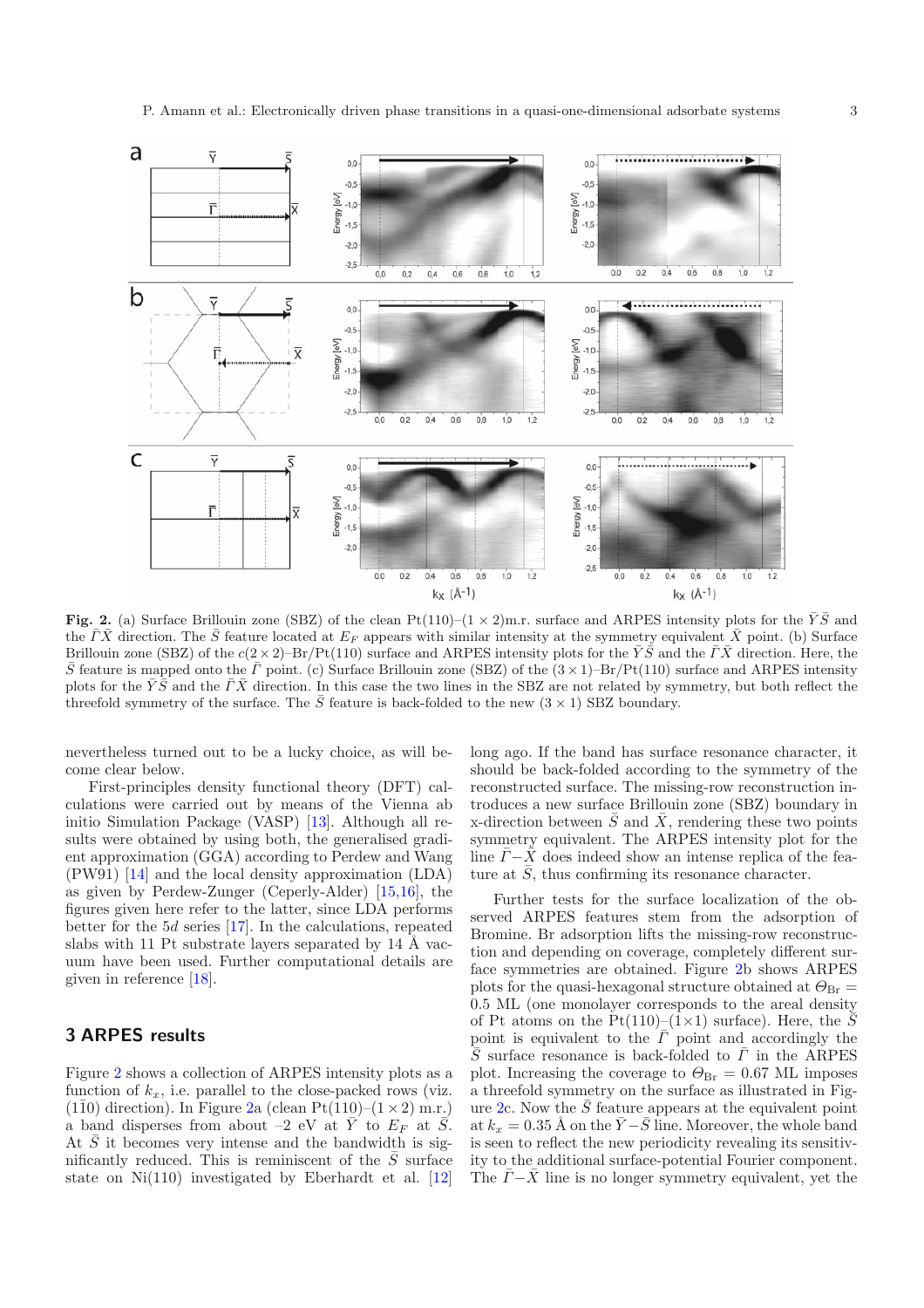**Fig. 2.** (a) Surface Brillouin zone (SBZ) of the clean Pt(110)–(1 × 2)m.r. surface and ARPES intensity plots for the $\bar{Y}\bar{S}$ and the $\bar{\Gamma}\bar{X}$ direction. The $\bar{S}$ feature located at $E_F$ appears with similar intensity at the symmetry equivalent $\bar{X}$ point. (b) Surface Brillouin zone (SBZ) of the $c(2\times2)$–Br/Pt(110) surface and ARPES intensity plots for the $\bar{Y}\bar{S}$ and the $\bar{\Gamma}\bar{X}$ direction. Here, the $\bar{S}$ feature is mapped onto the $\bar{\Gamma}$ point. (c) Surface Brillouin zone (SBZ) of the $(3\times1)$–Br/Pt(110) surface and ARPES intensity plots for the $\bar{Y}\bar{S}$ and the $\bar{\Gamma}\bar{X}$ direction. In this case the two lines in the SBZ are not related by symmetry, but both reflect the threefold symmetry of the surface. The $\bar{S}$ feature is back-folded to the new $(3\times1)$ SBZ boundary.

nevertheless turned out to be a lucky choice, as will become clear below.

First-principles density functional theory (DFT) calculations were carried out by means of the Vienna ab initio Simulation Package (VASP) [13]. Although all results were obtained by using both, the generalised gradient approximation (GGA) according to Perdew and Wang (PW91) [14] and the local density approximation (LDA) as given by Perdew-Zunger (Ceperly-Alder) [15,16], the figures given here refer to the latter, since LDA performs better for the 5*d* series [17]. In the calculations, repeated slabs with 11 Pt substrate layers separated by 14 Å vacuum have been used. Further computational details are given in reference [18].

## 3 ARPES results

Figure 2 shows a collection of ARPES intensity plots as a function of $k_x$, i.e. parallel to the close-packed rows (viz. $(1\bar{1}0)$ direction). In Figure 2a (clean Pt(110)–(1 × 2) m.r.) a band disperses from about –2 eV at $\bar{Y}$ to $E_F$ at $\bar{S}$. At $\bar{S}$ it becomes very intense and the bandwidth is significantly reduced. This is reminiscent of the $\bar{S}$ surface state on Ni(110) investigated by Eberhardt et al. [12] long ago. If the band has surface resonance character, it should be back-folded according to the symmetry of the reconstructed surface. The missing-row reconstruction introduces a new surface Brillouin zone (SBZ) boundary in x-direction between $\bar{S}$ and $\bar{X}$, rendering these two points symmetry equivalent. The ARPES intensity plot for the line $\bar{\Gamma}-\bar{X}$ does indeed show an intense replica of the feature at $\bar{S}$, thus confirming its resonance character.

Further tests for the surface localization of the observed ARPES features stem from the adsorption of Bromine. Br adsorption lifts the missing-row reconstruction and depending on coverage, completely different surface symmetries are obtained. Figure 2b shows ARPES plots for the quasi-hexagonal structure obtained at $\Theta_{\mathrm{Br}} = 0.5$ ML (one monolayer corresponds to the areal density of Pt atoms on the Pt(110)–(1×1) surface). Here, the $\bar{S}$ point is equivalent to the $\bar{\Gamma}$ point and accordingly the $\bar{S}$ surface resonance is back-folded to $\bar{\Gamma}$ in the ARPES plot. Increasing the coverage to $\Theta_{\mathrm{Br}} = 0.67$ ML imposes a threefold symmetry on the surface as illustrated in Figure 2c. Now the $\bar{S}$ feature appears at the equivalent point at $k_x = 0.35$ Å on the $\bar{Y}-\bar{S}$ line. Moreover, the whole band is seen to reflect the new periodicity revealing its sensitivity to the additional surface-potential Fourier component. The $\bar{\Gamma}-\bar{X}$ line is no longer symmetry equivalent, yet the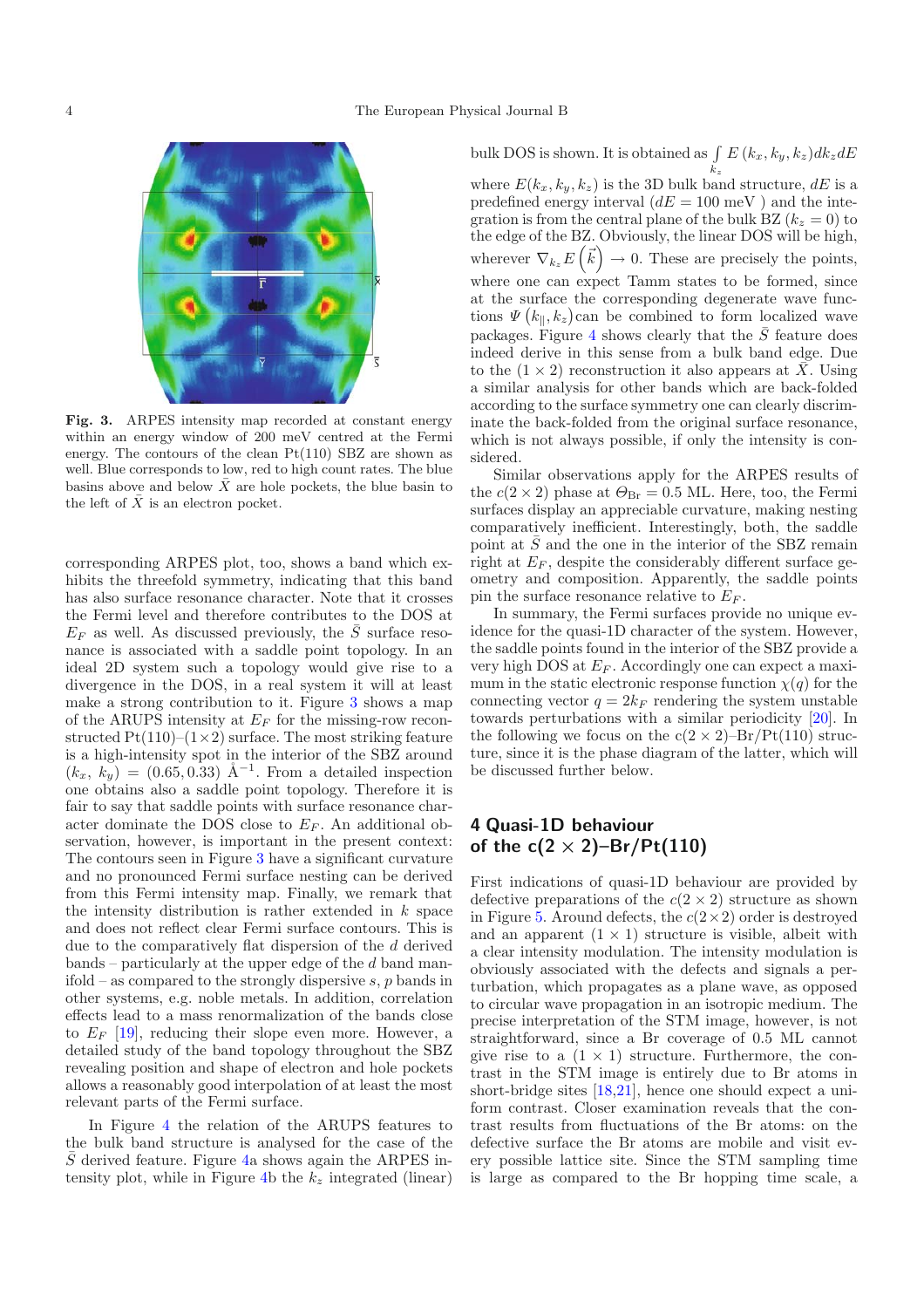Fig. 3. ARPES intensity map recorded at constant energy within an energy window of 200 meV centred at the Fermi energy. The contours of the clean Pt(110) SBZ are shown as well. Blue corresponds to low, red to high count rates. The blue basins above and below $\bar{X}$ are hole pockets, the blue basin to the left of $\bar{X}$ is an electron pocket.

corresponding ARPES plot, too, shows a band which exhibits the threefold symmetry, indicating that this band has also surface resonance character. Note that it crosses the Fermi level and therefore contributes to the DOS at $E_F$ as well. As discussed previously, the $\bar{S}$ surface resonance is associated with a saddle point topology. In an ideal 2D system such a topology would give rise to a divergence in the DOS, in a real system it will at least make a strong contribution to it. Figure 3 shows a map of the ARUPS intensity at $E_F$ for the missing-row reconstructed Pt(110)–(1×2) surface. The most striking feature is a high-intensity spot in the interior of the SBZ around $(k_x,\ k_y) = (0.65, 0.33)$ Å$^{-1}$. From a detailed inspection one obtains also a saddle point topology. Therefore it is fair to say that saddle points with surface resonance character dominate the DOS close to $E_F$. An additional observation, however, is important in the present context: The contours seen in Figure 3 have a significant curvature and no pronounced Fermi surface nesting can be derived from this Fermi intensity map. Finally, we remark that the intensity distribution is rather extended in $k$ space and does not reflect clear Fermi surface contours. This is due to the comparatively flat dispersion of the $d$ derived bands – particularly at the upper edge of the $d$ band manifold – as compared to the strongly dispersive $s$, $p$ bands in other systems, e.g. noble metals. In addition, correlation effects lead to a mass renormalization of the bands close to $E_F$ [19], reducing their slope even more. However, a detailed study of the band topology throughout the SBZ revealing position and shape of electron and hole pockets allows a reasonably good interpolation of at least the most relevant parts of the Fermi surface.

In Figure 4 the relation of the ARUPS features to the bulk band structure is analysed for the case of the $\bar{S}$ derived feature. Figure 4a shows again the ARPES intensity plot, while in Figure 4b the $k_z$ integrated (linear) bulk DOS is shown. It is obtained as $\int_{k_z} E(k_x, k_y, k_z) dk_z dE$ where $E(k_x, k_y, k_z)$ is the 3D bulk band structure, $dE$ is a predefined energy interval ($dE = 100$ meV ) and the integration is from the central plane of the bulk BZ ($k_z = 0$) to the edge of the BZ. Obviously, the linear DOS will be high, wherever $\nabla_{k_z} E\left(\vec{k}\right) \to 0$. These are precisely the points, where one can expect Tamm states to be formed, since at the surface the corresponding degenerate wave functions $\Psi\left(k_{\|}, k_z\right)$ can be combined to form localized wave packages. Figure 4 shows clearly that the $\bar{S}$ feature does indeed derive in this sense from a bulk band edge. Due to the $(1 \times 2)$ reconstruction it also appears at $\bar{X}$. Using a similar analysis for other bands which are back-folded according to the surface symmetry one can clearly discriminate the back-folded from the original surface resonance, which is not always possible, if only the intensity is considered.

Similar observations apply for the ARPES results of the $c(2 \times 2)$ phase at $\Theta_{\text{Br}} = 0.5$ ML. Here, too, the Fermi surfaces display an appreciable curvature, making nesting comparatively inefficient. Interestingly, both, the saddle point at $\bar{S}$ and the one in the interior of the SBZ remain right at $E_F$, despite the considerably different surface geometry and composition. Apparently, the saddle points pin the surface resonance relative to $E_F$.

In summary, the Fermi surfaces provide no unique evidence for the quasi-1D character of the system. However, the saddle points found in the interior of the SBZ provide a very high DOS at $E_F$. Accordingly one can expect a maximum in the static electronic response function $\chi(q)$ for the connecting vector $q = 2k_F$ rendering the system unstable towards perturbations with a similar periodicity [20]. In the following we focus on the c(2 × 2)–Br/Pt(110) structure, since it is the phase diagram of the latter, which will be discussed further below.

## 4 Quasi-1D behaviour of the c(2 × 2)–Br/Pt(110)

First indications of quasi-1D behaviour are provided by defective preparations of the $c(2 \times 2)$ structure as shown in Figure 5. Around defects, the $c(2\times2)$ order is destroyed and an apparent $(1 \times 1)$ structure is visible, albeit with a clear intensity modulation. The intensity modulation is obviously associated with the defects and signals a perturbation, which propagates as a plane wave, as opposed to circular wave propagation in an isotropic medium. The precise interpretation of the STM image, however, is not straightforward, since a Br coverage of 0.5 ML cannot give rise to a $(1 \times 1)$ structure. Furthermore, the contrast in the STM image is entirely due to Br atoms in short-bridge sites [18,21], hence one should expect a uniform contrast. Closer examination reveals that the contrast results from fluctuations of the Br atoms: on the defective surface the Br atoms are mobile and visit every possible lattice site. Since the STM sampling time is large as compared to the Br hopping time scale, a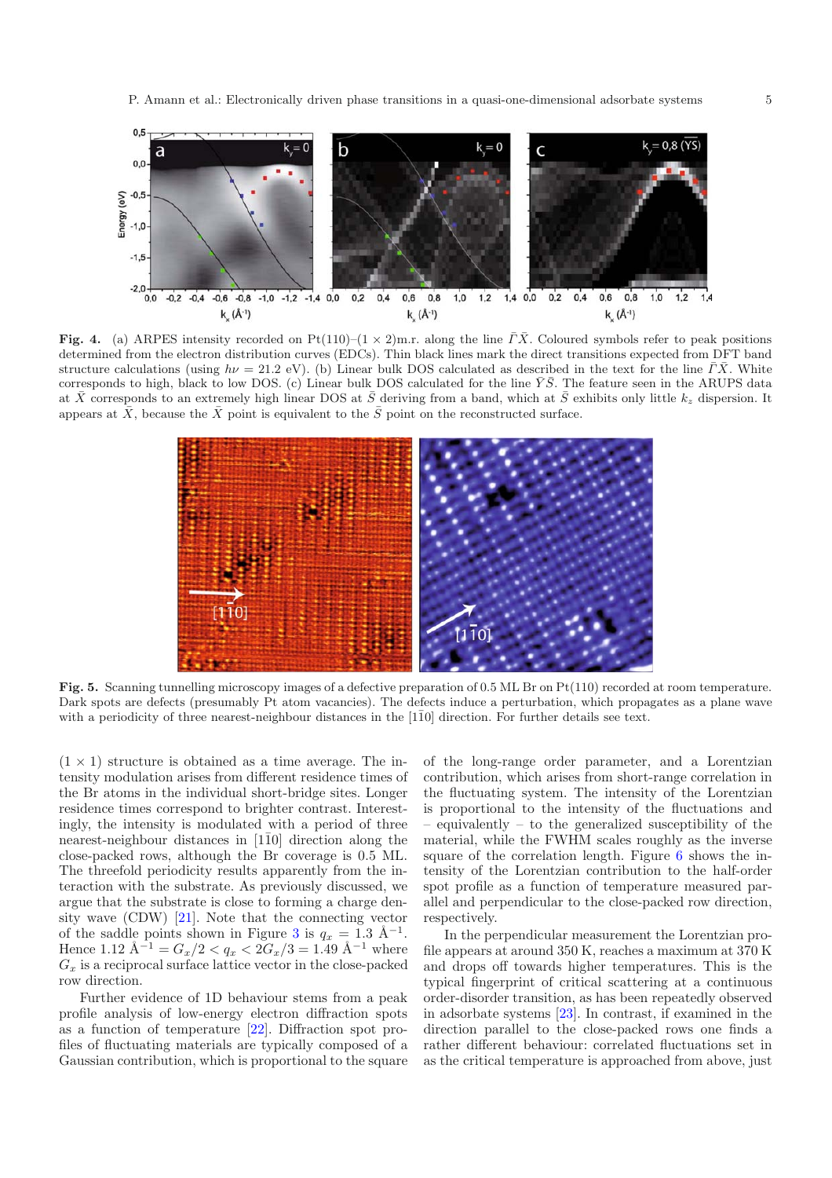0,5
0,0
-0,5
-1,0
-1,5
-2,0
Energy (eV)
a
$k_y = 0$
0,0 -0,2 -0,4 -0,6 -0,8 -1,0 -1,2 -1,4
$k_x$ (Å$^{-1}$)

b
$k_y = 0$
0,0 0,2 0,4 0,6 0,8 1,0 1,2 1,4
$k_x$ (Å$^{-1}$)

c
$k_y = 0{,}8$ ($\overline{YS}$)
0,0 0,2 0,4 0,6 0,8 1,0 1,2 1,4
$k_x$ (Å$^{-1}$)

**Fig. 4.** (a) ARPES intensity recorded on Pt(110)–(1 × 2)m.r. along the line $\bar{\Gamma}\bar{X}$. Coloured symbols refer to peak positions determined from the electron distribution curves (EDCs). Thin black lines mark the direct transitions expected from DFT band structure calculations (using $h\nu = 21.2$ eV). (b) Linear bulk DOS calculated as described in the text for the line $\bar{\Gamma}\bar{X}$. White corresponds to high, black to low DOS. (c) Linear bulk DOS calculated for the line $\bar{Y}\bar{S}$. The feature seen in the ARUPS data at $\bar{X}$ corresponds to an extremely high linear DOS at $\bar{S}$ deriving from a band, which at $\bar{S}$ exhibits only little $k_z$ dispersion. It appears at $\bar{X}$, because the $\bar{X}$ point is equivalent to the $\bar{S}$ point on the reconstructed surface.

[1$\bar{1}$0]

[1$\bar{1}$0]

**Fig. 5.** Scanning tunnelling microscopy images of a defective preparation of 0.5 ML Br on Pt(110) recorded at room temperature. Dark spots are defects (presumably Pt atom vacancies). The defects induce a perturbation, which propagates as a plane wave with a periodicity of three nearest-neighbour distances in the [1$\bar{1}$0] direction. For further details see text.

(1 × 1) structure is obtained as a time average. The intensity modulation arises from different residence times of the Br atoms in the individual short-bridge sites. Longer residence times correspond to brighter contrast. Interestingly, the intensity is modulated with a period of three nearest-neighbour distances in [1$\bar{1}$0] direction along the close-packed rows, although the Br coverage is 0.5 ML. The threefold periodicity results apparently from the interaction with the substrate. As previously discussed, we argue that the substrate is close to forming a charge density wave (CDW) [21]. Note that the connecting vector of the saddle points shown in Figure 3 is $q_x = 1.3$ Å$^{-1}$. Hence $1.12$ Å$^{-1} = G_x/2 < q_x < 2G_x/3 = 1.49$ Å$^{-1}$ where $G_x$ is a reciprocal surface lattice vector in the close-packed row direction.

Further evidence of 1D behaviour stems from a peak profile analysis of low-energy electron diffraction spots as a function of temperature [22]. Diffraction spot profiles of fluctuating materials are typically composed of a Gaussian contribution, which is proportional to the square of the long-range order parameter, and a Lorentzian contribution, which arises from short-range correlation in the fluctuating system. The intensity of the Lorentzian is proportional to the intensity of the fluctuations and – equivalently – to the generalized susceptibility of the material, while the FWHM scales roughly as the inverse square of the correlation length. Figure 6 shows the intensity of the Lorentzian contribution to the half-order spot profile as a function of temperature measured parallel and perpendicular to the close-packed row direction, respectively.

In the perpendicular measurement the Lorentzian profile appears at around 350 K, reaches a maximum at 370 K and drops off towards higher temperatures. This is the typical fingerprint of critical scattering at a continuous order-disorder transition, as has been repeatedly observed in adsorbate systems [23]. In contrast, if examined in the direction parallel to the close-packed rows one finds a rather different behaviour: correlated fluctuations set in as the critical temperature is approached from above, just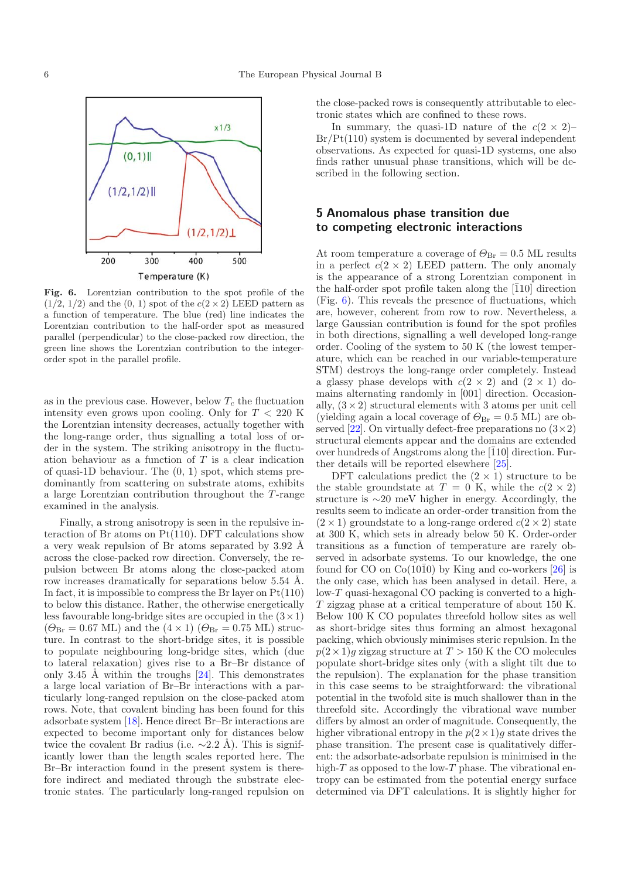x1/3

(0,1)||

(1/2,1/2)||

(1/2,1/2)⊥

200 300 400 500

Temperature (K)

**Fig. 6.** Lorentzian contribution to the spot profile of the (1/2, 1/2) and the (0, 1) spot of the $c(2 \times 2)$ LEED pattern as a function of temperature. The blue (red) line indicates the Lorentzian contribution to the half-order spot as measured parallel (perpendicular) to the close-packed row direction, the green line shows the Lorentzian contribution to the integer-order spot in the parallel profile.

as in the previous case. However, below $T_c$ the fluctuation intensity even grows upon cooling. Only for $T < 220$ K the Lorentzian intensity decreases, actually together with the long-range order, thus signalling a total loss of order in the system. The striking anisotropy in the fluctuation behaviour as a function of $T$ is a clear indication of quasi-1D behaviour. The (0, 1) spot, which stems predominantly from scattering on substrate atoms, exhibits a large Lorentzian contribution throughout the $T$-range examined in the analysis.

Finally, a strong anisotropy is seen in the repulsive interaction of Br atoms on Pt(110). DFT calculations show a very weak repulsion of Br atoms separated by 3.92 Å across the close-packed row direction. Conversely, the repulsion between Br atoms along the close-packed atom row increases dramatically for separations below 5.54 Å. In fact, it is impossible to compress the Br layer on Pt(110) to below this distance. Rather, the otherwise energetically less favourable long-bridge sites are occupied in the $(3\times1)$ ($\Theta_{\rm Br} = 0.67$ ML) and the $(4 \times 1)$ ($\Theta_{\rm Br} = 0.75$ ML) structure. In contrast to the short-bridge sites, it is possible to populate neighbouring long-bridge sites, which (due to lateral relaxation) gives rise to a Br–Br distance of only 3.45 Å within the troughs [24]. This demonstrates a large local variation of Br–Br interactions with a particularly long-ranged repulsion on the close-packed atom rows. Note, that covalent binding has been found for this adsorbate system [18]. Hence direct Br–Br interactions are expected to become important only for distances below twice the covalent Br radius (i.e. ∼2.2 Å). This is significantly lower than the length scales reported here. The Br–Br interaction found in the present system is therefore indirect and mediated through the substrate electronic states. The particularly long-ranged repulsion on the close-packed rows is consequently attributable to electronic states which are confined to these rows.

In summary, the quasi-1D nature of the $c(2 \times 2)$–Br/Pt(110) system is documented by several independent observations. As expected for quasi-1D systems, one also finds rather unusual phase transitions, which will be described in the following section.

## 5 Anomalous phase transition due to competing electronic interactions

At room temperature a coverage of $\Theta_{\rm Br} = 0.5$ ML results in a perfect $c(2 \times 2)$ LEED pattern. The only anomaly is the appearance of a strong Lorentzian component in the half-order spot profile taken along the $[\bar{1}10]$ direction (Fig. 6). This reveals the presence of fluctuations, which are, however, coherent from row to row. Nevertheless, a large Gaussian contribution is found for the spot profiles in both directions, signalling a well developed long-range order. Cooling of the system to 50 K (the lowest temperature, which can be reached in our variable-temperature STM) destroys the long-range order completely. Instead a glassy phase develops with $c(2 \times 2)$ and $(2 \times 1)$ domains alternating randomly in [001] direction. Occasionally, $(3 \times 2)$ structural elements with 3 atoms per unit cell (yielding again a local coverage of $\Theta_{\rm Br} = 0.5$ ML) are observed [22]. On virtually defect-free preparations no $(3\times2)$ structural elements appear and the domains are extended over hundreds of Angstroms along the $[\bar{1}10]$ direction. Further details will be reported elsewhere [25].

DFT calculations predict the $(2 \times 1)$ structure to be the stable groundstate at $T = 0$ K, while the $c(2 \times 2)$ structure is ∼20 meV higher in energy. Accordingly, the results seem to indicate an order-order transition from the $(2\times1)$ groundstate to a long-range ordered $c(2 \times 2)$ state at 300 K, which sets in already below 50 K. Order-order transitions as a function of temperature are rarely observed in adsorbate systems. To our knowledge, the one found for CO on Co$(10\bar{1}0)$ by King and co-workers [26] is the only case, which has been analysed in detail. Here, a low-$T$ quasi-hexagonal CO packing is converted to a high-$T$ zigzag phase at a critical temperature of about 150 K. Below 100 K CO populates threefold hollow sites as well as short-bridge sites thus forming an almost hexagonal packing, which obviously minimises steric repulsion. In the $p(2\times1)g$ zigzag structure at $T > 150$ K the CO molecules populate short-bridge sites only (with a slight tilt due to the repulsion). The explanation for the phase transition in this case seems to be straightforward: the vibrational potential in the twofold site is much shallower than in the threefold site. Accordingly the vibrational wave number differs by almost an order of magnitude. Consequently, the higher vibrational entropy in the $p(2\times1)g$ state drives the phase transition. The present case is qualitatively different: the adsorbate-adsorbate repulsion is minimised in the high-$T$ as opposed to the low-$T$ phase. The vibrational entropy can be estimated from the potential energy surface determined via DFT calculations. It is slightly higher for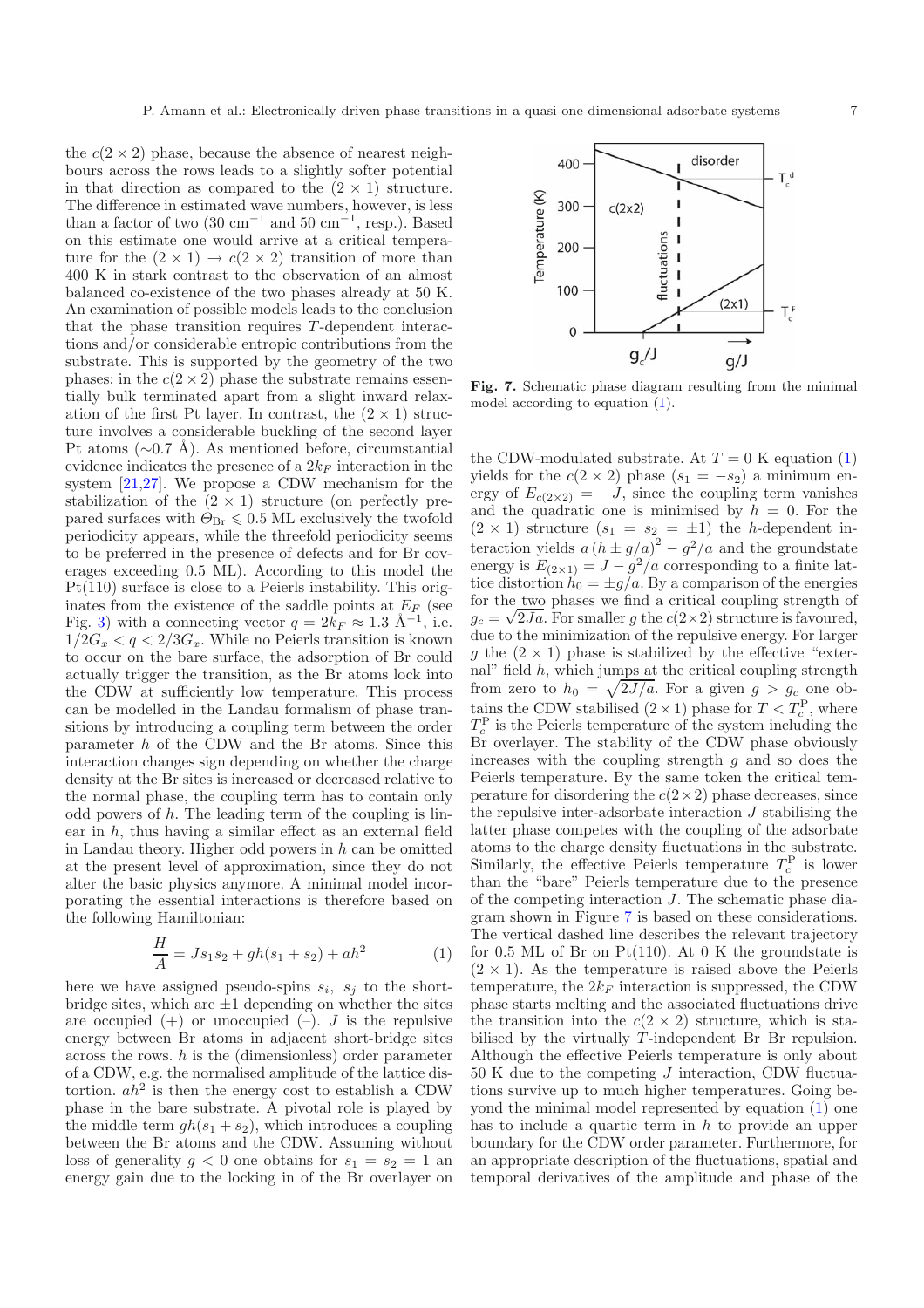the $c(2 \times 2)$ phase, because the absence of nearest neighbours across the rows leads to a slightly softer potential in that direction as compared to the $(2 \times 1)$ structure. The difference in estimated wave numbers, however, is less than a factor of two ($30\ \mathrm{cm}^{-1}$ and $50\ \mathrm{cm}^{-1}$, resp.). Based on this estimate one would arrive at a critical temperature for the $(2 \times 1) \rightarrow c(2 \times 2)$ transition of more than 400 K in stark contrast to the observation of an almost balanced co-existence of the two phases already at 50 K. An examination of possible models leads to the conclusion that the phase transition requires $T$-dependent interactions and/or considerable entropic contributions from the substrate. This is supported by the geometry of the two phases: in the $c(2 \times 2)$ phase the substrate remains essentially bulk terminated apart from a slight inward relaxation of the first Pt layer. In contrast, the $(2 \times 1)$ structure involves a considerable buckling of the second layer Pt atoms ($\sim$0.7 Å). As mentioned before, circumstantial evidence indicates the presence of a $2k_F$ interaction in the system [21,27]. We propose a CDW mechanism for the stabilization of the $(2 \times 1)$ structure (on perfectly prepared surfaces with $\Theta_{\mathrm{Br}} \leqslant 0.5$ ML exclusively the twofold periodicity appears, while the threefold periodicity seems to be preferred in the presence of defects and for Br coverages exceeding 0.5 ML). According to this model the Pt(110) surface is close to a Peierls instability. This originates from the existence of the saddle points at $E_F$ (see Fig. 3) with a connecting vector $q = 2k_F \approx 1.3$ Å$^{-1}$, i.e. $1/2G_x < q < 2/3G_x$. While no Peierls transition is known to occur on the bare surface, the adsorption of Br could actually trigger the transition, as the Br atoms lock into the CDW at sufficiently low temperature. This process can be modelled in the Landau formalism of phase transitions by introducing a coupling term between the order parameter $h$ of the CDW and the Br atoms. Since this interaction changes sign depending on whether the charge density at the Br sites is increased or decreased relative to the normal phase, the coupling term has to contain only odd powers of $h$. The leading term of the coupling is linear in $h$, thus having a similar effect as an external field in Landau theory. Higher odd powers in $h$ can be omitted at the present level of approximation, since they do not alter the basic physics anymore. A minimal model incorporating the essential interactions is therefore based on the following Hamiltonian:

$$\frac{H}{A} = J s_1 s_2 + g h (s_1 + s_2) + a h^2 \qquad (1)$$

here we have assigned pseudo-spins $s_i$, $s_j$ to the short-bridge sites, which are $\pm1$ depending on whether the sites are occupied (+) or unoccupied (-). $J$ is the repulsive energy between Br atoms in adjacent short-bridge sites across the rows. $h$ is the (dimensionless) order parameter of a CDW, e.g. the normalised amplitude of the lattice distortion. $ah^2$ is then the energy cost to establish a CDW phase in the bare substrate. A pivotal role is played by the middle term $gh(s_1 + s_2)$, which introduces a coupling between the Br atoms and the CDW. Assuming without loss of generality $g < 0$ one obtains for $s_1 = s_2 = 1$ an energy gain due to the locking in of the Br overlayer on the CDW-modulated substrate. At $T = 0$ K equation (1) yields for the $c(2 \times 2)$ phase ($s_1 = -s_2$) a minimum energy of $E_{c(2\times2)} = -J$, since the coupling term vanishes and the quadratic one is minimised by $h = 0$. For the $(2 \times 1)$ structure ($s_1 = s_2 = \pm1$) the $h$-dependent interaction yields $a\left(h \pm g/a\right)^2 - g^2/a$ and the groundstate energy is $E_{(2\times1)} = J - g^2/a$ corresponding to a finite lattice distortion $h_0 = \pm g/a$. By a comparison of the energies for the two phases we find a critical coupling strength of $g_c = \sqrt{2Ja}$. For smaller $g$ the $c(2\times2)$ structure is favoured, due to the minimization of the repulsive energy. For larger $g$ the $(2 \times 1)$ phase is stabilized by the effective "external" field $h$, which jumps at the critical coupling strength from zero to $h_0 = \sqrt{2J/a}$. For a given $g > g_c$ one obtains the CDW stabilised $(2\times1)$ phase for $T < T_c^{\mathrm{P}}$, where $T_c^{\mathrm{P}}$ is the Peierls temperature of the system including the Br overlayer. The stability of the CDW phase obviously increases with the coupling strength $g$ and so does the Peierls temperature. By the same token the critical temperature for disordering the $c(2\times2)$ phase decreases, since the repulsive inter-adsorbate interaction $J$ stabilising the latter phase competes with the coupling of the adsorbate atoms to the charge density fluctuations in the substrate. Similarly, the effective Peierls temperature $T_c^{\mathrm{P}}$ is lower than the "bare" Peierls temperature due to the presence of the competing interaction $J$. The schematic phase diagram shown in Figure 7 is based on these considerations. The vertical dashed line describes the relevant trajectory for 0.5 ML of Br on Pt(110). At 0 K the groundstate is $(2 \times 1)$. As the temperature is raised above the Peierls temperature, the $2k_F$ interaction is suppressed, the CDW phase starts melting and the associated fluctuations drive the transition into the $c(2 \times 2)$ structure, which is stabilised by the virtually $T$-independent Br–Br repulsion. Although the effective Peierls temperature is only about 50 K due to the competing $J$ interaction, CDW fluctuations survive up to much higher temperatures. Going beyond the minimal model represented by equation (1) one has to include a quartic term in $h$ to provide an upper boundary for the CDW order parameter. Furthermore, for an appropriate description of the fluctuations, spatial and temporal derivatives of the amplitude and phase of the

Temperature (K)
400
300
200
100
0
disorder
c(2x2)
fluctuations
(2x1)
$T_c^d$
$T_c^P$
$g_c/J$
$g/J$

**Fig. 7.** Schematic phase diagram resulting from the minimal model according to equation (1).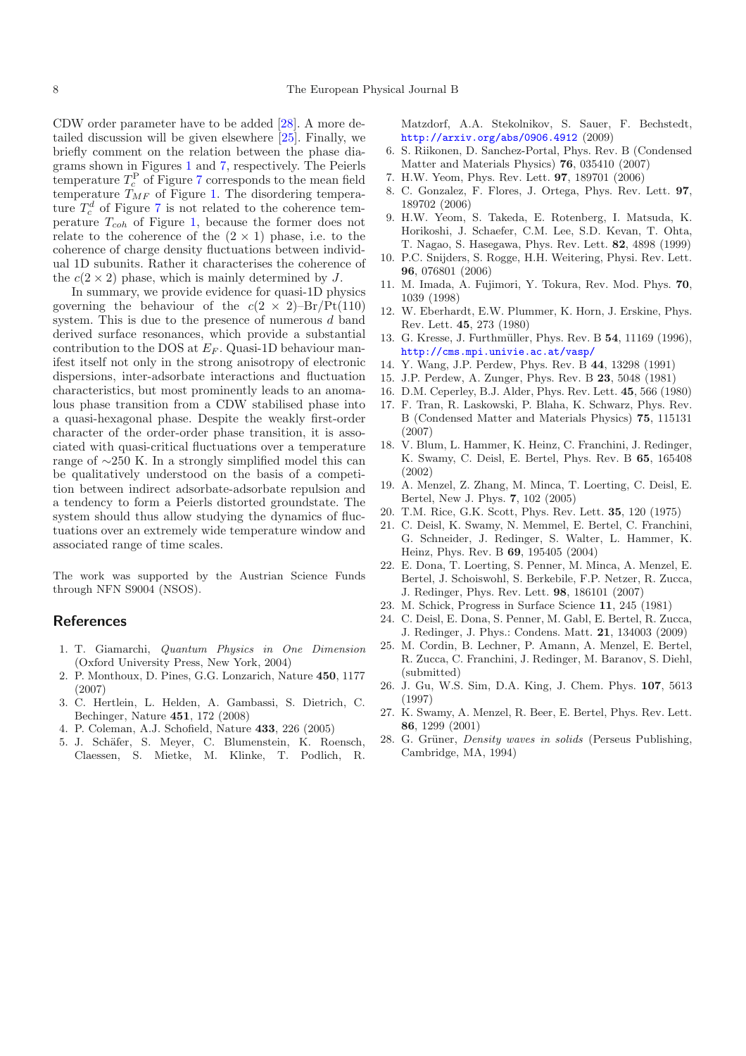CDW order parameter have to be added [28]. A more detailed discussion will be given elsewhere [25]. Finally, we briefly comment on the relation between the phase diagrams shown in Figures 1 and 7, respectively. The Peierls temperature $T_c^{\mathrm{P}}$ of Figure 7 corresponds to the mean field temperature $T_{MF}$ of Figure 1. The disordering temperature $T_c^d$ of Figure 7 is not related to the coherence temperature $T_{coh}$ of Figure 1, because the former does not relate to the coherence of the $(2 \times 1)$ phase, i.e. to the coherence of charge density fluctuations between individual 1D subunits. Rather it characterises the coherence of the $c(2 \times 2)$ phase, which is mainly determined by $J$.

In summary, we provide evidence for quasi-1D physics governing the behaviour of the $c(2 \times 2)$–Br/Pt(110) system. This is due to the presence of numerous $d$ band derived surface resonances, which provide a substantial contribution to the DOS at $E_F$. Quasi-1D behaviour manifest itself not only in the strong anisotropy of electronic dispersions, inter-adsorbate interactions and fluctuation characteristics, but most prominently leads to an anomalous phase transition from a CDW stabilised phase into a quasi-hexagonal phase. Despite the weakly first-order character of the order-order phase transition, it is associated with quasi-critical fluctuations over a temperature range of ∼250 K. In a strongly simplified model this can be qualitatively understood on the basis of a competition between indirect adsorbate-adsorbate repulsion and a tendency to form a Peierls distorted groundstate. The system should thus allow studying the dynamics of fluctuations over an extremely wide temperature window and associated range of time scales.

The work was supported by the Austrian Science Funds through NFN S9004 (NSOS).

## References

1. T. Giamarchi, *Quantum Physics in One Dimension* (Oxford University Press, New York, 2004)
2. P. Monthoux, D. Pines, G.G. Lonzarich, Nature **450**, 1177 (2007)
3. C. Hertlein, L. Helden, A. Gambassi, S. Dietrich, C. Bechinger, Nature **451**, 172 (2008)
4. P. Coleman, A.J. Schofield, Nature **433**, 226 (2005)
5. J. Schäfer, S. Meyer, C. Blumenstein, K. Roensch, Claessen, S. Mietke, M. Klinke, T. Podlich, R. Matzdorf, A.A. Stekolnikov, S. Sauer, F. Bechstedt, http://arxiv.org/abs/0906.4912 (2009)
6. S. Riikonen, D. Sanchez-Portal, Phys. Rev. B (Condensed Matter and Materials Physics) **76**, 035410 (2007)
7. H.W. Yeom, Phys. Rev. Lett. **97**, 189701 (2006)
8. C. Gonzalez, F. Flores, J. Ortega, Phys. Rev. Lett. **97**, 189702 (2006)
9. H.W. Yeom, S. Takeda, E. Rotenberg, I. Matsuda, K. Horikoshi, J. Schaefer, C.M. Lee, S.D. Kevan, T. Ohta, T. Nagao, S. Hasegawa, Phys. Rev. Lett. **82**, 4898 (1999)
10. P.C. Snijders, S. Rogge, H.H. Weitering, Physi. Rev. Lett. **96**, 076801 (2006)
11. M. Imada, A. Fujimori, Y. Tokura, Rev. Mod. Phys. **70**, 1039 (1998)
12. W. Eberhardt, E.W. Plummer, K. Horn, J. Erskine, Phys. Rev. Lett. **45**, 273 (1980)
13. G. Kresse, J. Furthmüller, Phys. Rev. B **54**, 11169 (1996), http://cms.mpi.univie.ac.at/vasp/
14. Y. Wang, J.P. Perdew, Phys. Rev. B **44**, 13298 (1991)
15. J.P. Perdew, A. Zunger, Phys. Rev. B **23**, 5048 (1981)
16. D.M. Ceperley, B.J. Alder, Phys. Rev. Lett. **45**, 566 (1980)
17. F. Tran, R. Laskowski, P. Blaha, K. Schwarz, Phys. Rev. B (Condensed Matter and Materials Physics) **75**, 115131 (2007)
18. V. Blum, L. Hammer, K. Heinz, C. Franchini, J. Redinger, K. Swamy, C. Deisl, E. Bertel, Phys. Rev. B **65**, 165408 (2002)
19. A. Menzel, Z. Zhang, M. Minca, T. Loerting, C. Deisl, E. Bertel, New J. Phys. **7**, 102 (2005)
20. T.M. Rice, G.K. Scott, Phys. Rev. Lett. **35**, 120 (1975)
21. C. Deisl, K. Swamy, N. Memmel, E. Bertel, C. Franchini, G. Schneider, J. Redinger, S. Walter, L. Hammer, K. Heinz, Phys. Rev. B **69**, 195405 (2004)
22. E. Dona, T. Loerting, S. Penner, M. Minca, A. Menzel, E. Bertel, J. Schoiswohl, S. Berkebile, F.P. Netzer, R. Zucca, J. Redinger, Phys. Rev. Lett. **98**, 186101 (2007)
23. M. Schick, Progress in Surface Science **11**, 245 (1981)
24. C. Deisl, E. Dona, S. Penner, M. Gabl, E. Bertel, R. Zucca, J. Redinger, J. Phys.: Condens. Matt. **21**, 134003 (2009)
25. M. Cordin, B. Lechner, P. Amann, A. Menzel, E. Bertel, R. Zucca, C. Franchini, J. Redinger, M. Baranov, S. Diehl, (submitted)
26. J. Gu, W.S. Sim, D.A. King, J. Chem. Phys. **107**, 5613 (1997)
27. K. Swamy, A. Menzel, R. Beer, E. Bertel, Phys. Rev. Lett. **86**, 1299 (2001)
28. G. Grüner, *Density waves in solids* (Perseus Publishing, Cambridge, MA, 1994)